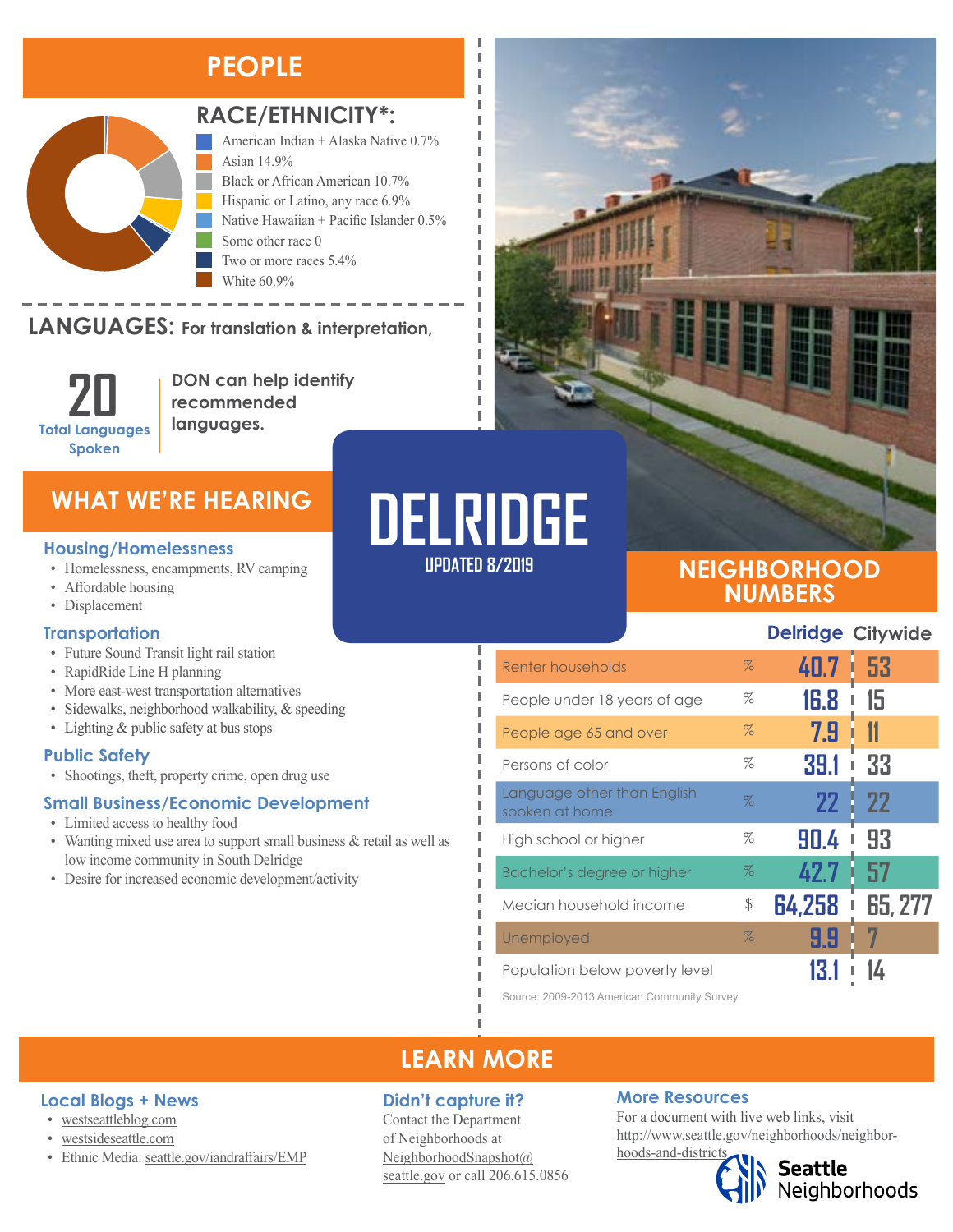# DELRIDGE

UPDATED 8/2019

## PEOPLE

### RACE/ETHNICITY*:

- American Indian + Alaska Native 0.7%
- Asian 14.9%
- Black or African American 10.7%
- Hispanic or Latino, any race 6.9%
- Native Hawaiian + Pacific Islander 0.5%
- Some other race 0
- Two or more races 5.4%
- White 60.9%

### LANGUAGES: For translation & interpretation,

**20** Total Languages Spoken

**DON can help identify recommended languages.**

## WHAT WE'RE HEARING

### Housing/Homelessness

- Homelessness, encampments, RV camping
- Affordable housing
- Displacement

### Transportation

- Future Sound Transit light rail station
- RapidRide Line H planning
- More east-west transportation alternatives
- Sidewalks, neighborhood walkability, & speeding
- Lighting & public safety at bus stops

### Public Safety

- Shootings, theft, property crime, open drug use

### Small Business/Economic Development

- Limited access to healthy food
- Wanting mixed use area to support small business & retail as well as low income community in South Delridge
- Desire for increased economic development/activity

## NEIGHBORHOOD NUMBERS

| | | Delridge | Citywide |
|---|---|---|---|
| Renter households | % | 40.7 | 53 |
| People under 18 years of age | % | 16.8 | 15 |
| People age 65 and over | % | 7.9 | 11 |
| Persons of color | % | 39.1 | 33 |
| Language other than English spoken at home | % | 22 | 22 |
| High school or higher | % | 90.4 | 93 |
| Bachelor's degree or higher | % | 42.7 | 57 |
| Median household income | $ | 64,258 | 65, 277 |
| Unemployed | % | 9.9 | 7 |
| Population below poverty level | | 13.1 | 14 |

Source: 2009-2013 American Community Survey

## LEARN MORE

### Local Blogs + News

- westseattleblog.com
- westsideseattle.com
- Ethnic Media: seattle.gov/iandraffairs/EMP

### Didn't capture it?

Contact the Department of Neighborhoods at NeighborhoodSnapshot@seattle.gov or call 206.615.0856

### More Resources

For a document with live web links, visit http://www.seattle.gov/neighborhoods/neighborhoods-and-districts

Seattle Neighborhoods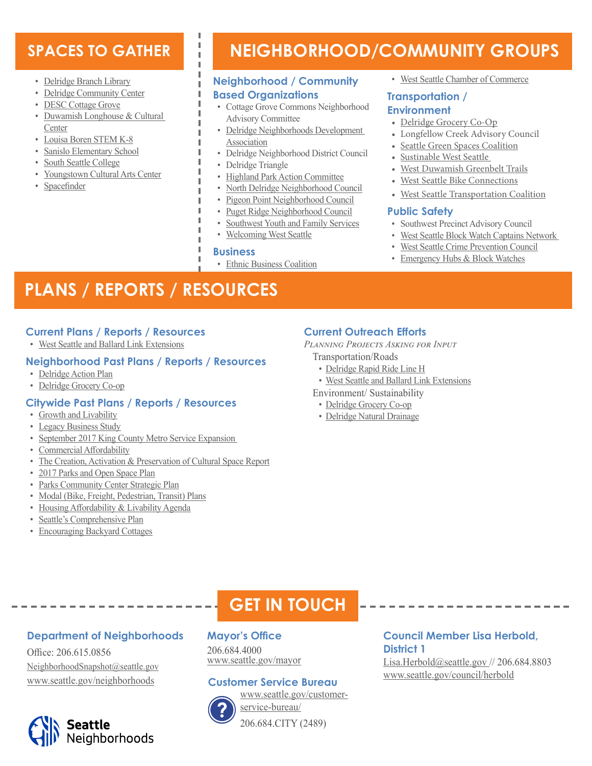## SPACES TO GATHER

- Delridge Branch Library
- Delridge Community Center
- DESC Cottage Grove
- Duwamish Longhouse & Cultural Center
- Louisa Boren STEM K-8
- Sanislo Elementary School
- South Seattle College
- Youngstown Cultural Arts Center
- Spacefinder

## NEIGHBORHOOD/COMMUNITY GROUPS

### Neighborhood / Community Based Organizations

- Cottage Grove Commons Neighborhood Advisory Committee
- Delridge Neighborhoods Development Association
- Delridge Neighborhood District Council
- Delridge Triangle
- Highland Park Action Committee
- North Delridge Neighborhood Council
- Pigeon Point Neighborhood Council
- Puget Ridge Neighborhood Council
- Southwest Youth and Family Services
- Welcoming West Seattle

### Business

- Ethnic Business Coalition
- West Seattle Chamber of Commerce

### Transportation / Environment

- Delridge Grocery Co-Op
- Longfellow Creek Advisory Council
- Seattle Green Spaces Coalition
- Sustinable West Seattle
- West Duwamish Greenbelt Trails
- West Seattle Bike Connections
- West Seattle Transportation Coalition

### Public Safety

- Southwest Precinct Advisory Council
- West Seattle Block Watch Captains Network
- West Seattle Crime Prevention Council
- Emergency Hubs & Block Watches

## PLANS / REPORTS / RESOURCES

### Current Plans / Reports / Resources

- West Seattle and Ballard Link Extensions

### Neighborhood Past Plans / Reports / Resources

- Delridge Action Plan
- Delridge Grocery Co-op

### Citywide Past Plans / Reports / Resources

- Growth and Livability
- Legacy Business Study
- September 2017 King County Metro Service Expansion
- Commercial Affordability
- The Creation, Activation & Preservation of Cultural Space Report
- 2017 Parks and Open Space Plan
- Parks Community Center Strategic Plan
- Modal (Bike, Freight, Pedestrian, Transit) Plans
- Housing Affordability & Livability Agenda
- Seattle's Comprehensive Plan
- Encouraging Backyard Cottages

### Current Outreach Efforts

*Planning Projects Asking for Input*

Transportation/Roads

- Delridge Rapid Ride Line H
- West Seattle and Ballard Link Extensions

Environment/ Sustainability

- Delridge Grocery Co-op
- Delridge Natural Drainage

## GET IN TOUCH

### Department of Neighborhoods

Office: 206.615.0856
NeighborhoodSnapshot@seattle.gov
www.seattle.gov/neighborhoods

Seattle Neighborhoods

### Mayor's Office

206.684.4000
www.seattle.gov/mayor

### Customer Service Bureau

www.seattle.gov/customer-service-bureau/
206.684.CITY (2489)

### Council Member Lisa Herbold, District 1

Lisa.Herbold@seattle.gov // 206.684.8803
www.seattle.gov/council/herbold